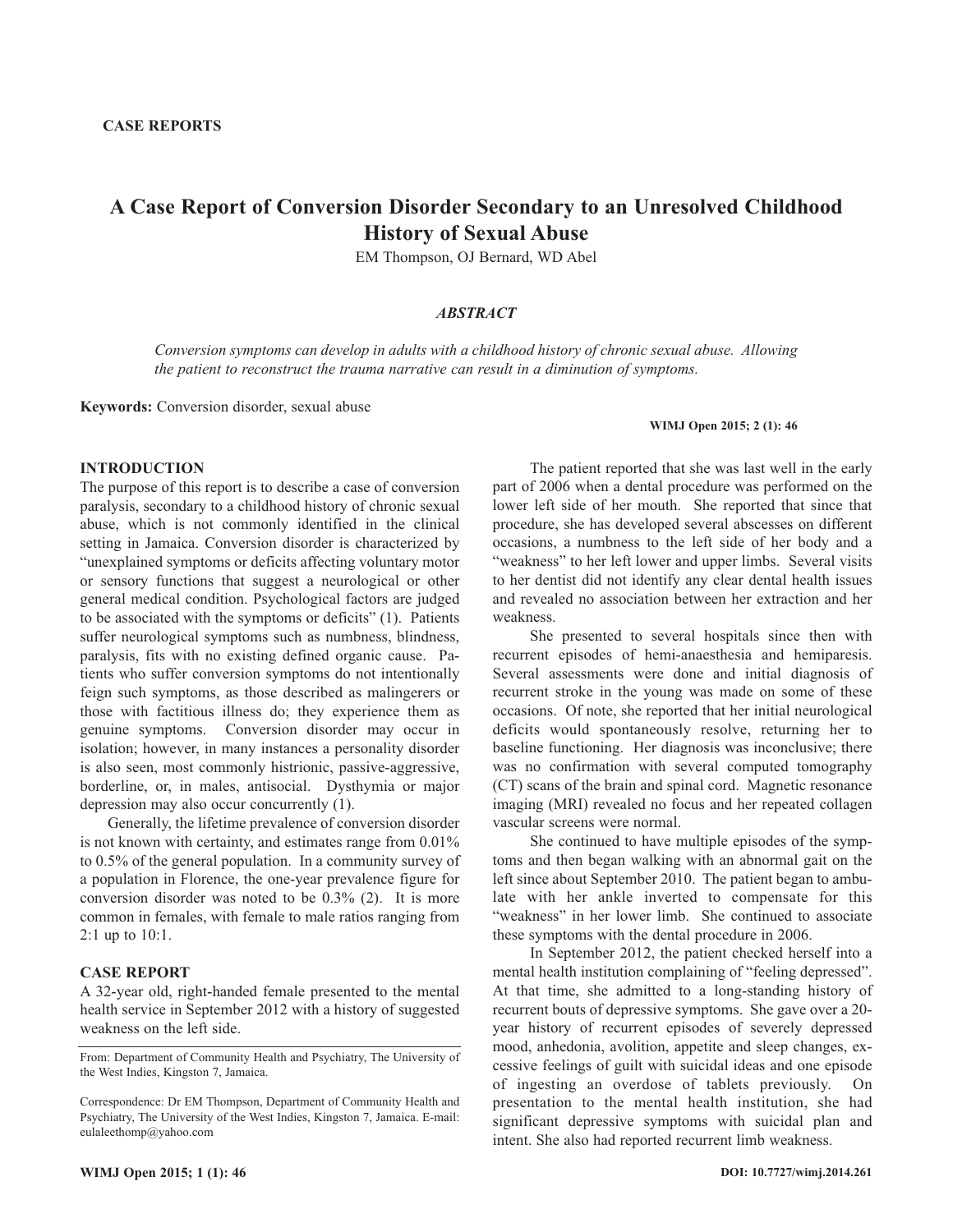CASE REPORTS

# A Case Report of Conversion Disorder Secondary to an Unresolved Childhood History of Sexual Abuse

EM Thompson, OJ Bernard, WD Abel

## *ABSTRACT*

*Conversion symptoms can develop in adults with a childhood history of chronic sexual abuse. Allowing the patient to reconstruct the trauma narrative can result in a diminution of symptoms.*

**Keywords:** Conversion disorder, sexual abuse

## INTRODUCTION

The purpose of this report is to describe a case of conversion paralysis, secondary to a childhood history of chronic sexual abuse, which is not commonly identified in the clinical setting in Jamaica. Conversion disorder is characterized by "unexplained symptoms or deficits affecting voluntary motor or sensory functions that suggest a neurological or other general medical condition. Psychological factors are judged to be associated with the symptoms or deficits" (1). Patients suffer neurological symptoms such as numbness, blindness, paralysis, fits with no existing defined organic cause. Patients who suffer conversion symptoms do not intentionally feign such symptoms, as those described as malingerers or those with factitious illness do; they experience them as genuine symptoms. Conversion disorder may occur in isolation; however, in many instances a personality disorder is also seen, most commonly histrionic, passive-aggressive, borderline, or, in males, antisocial. Dysthymia or major depression may also occur concurrently (1).

Generally, the lifetime prevalence of conversion disorder is not known with certainty, and estimates range from 0.01% to 0.5% of the general population. In a community survey of a population in Florence, the one-year prevalence figure for conversion disorder was noted to be 0.3% (2). It is more common in females, with female to male ratios ranging from 2:1 up to 10:1.

## CASE REPORT

A 32-year old, right-handed female presented to the mental health service in September 2012 with a history of suggested weakness on the left side.

From: Department of Community Health and Psychiatry, The University of the West Indies, Kingston 7, Jamaica.

Correspondence: Dr EM Thompson, Department of Community Health and Psychiatry, The University of the West Indies, Kingston 7, Jamaica. E-mail: eulaleethomp@yahoo.com

The patient reported that she was last well in the early part of 2006 when a dental procedure was performed on the lower left side of her mouth. She reported that since that procedure, she has developed several abscesses on different occasions, a numbness to the left side of her body and a "weakness" to her left lower and upper limbs. Several visits to her dentist did not identify any clear dental health issues and revealed no association between her extraction and her weakness.

She presented to several hospitals since then with recurrent episodes of hemi-anaesthesia and hemiparesis. Several assessments were done and initial diagnosis of recurrent stroke in the young was made on some of these occasions. Of note, she reported that her initial neurological deficits would spontaneously resolve, returning her to baseline functioning. Her diagnosis was inconclusive; there was no confirmation with several computed tomography (CT) scans of the brain and spinal cord. Magnetic resonance imaging (MRI) revealed no focus and her repeated collagen vascular screens were normal.

She continued to have multiple episodes of the symptoms and then began walking with an abnormal gait on the left since about September 2010. The patient began to ambulate with her ankle inverted to compensate for this "weakness" in her lower limb. She continued to associate these symptoms with the dental procedure in 2006.

In September 2012, the patient checked herself into a mental health institution complaining of "feeling depressed". At that time, she admitted to a long-standing history of recurrent bouts of depressive symptoms. She gave over a 20-year history of recurrent episodes of severely depressed mood, anhedonia, avolition, appetite and sleep changes, excessive feelings of guilt with suicidal ideas and one episode of ingesting an overdose of tablets previously. On presentation to the mental health institution, she had significant depressive symptoms with suicidal plan and intent. She also had reported recurrent limb weakness.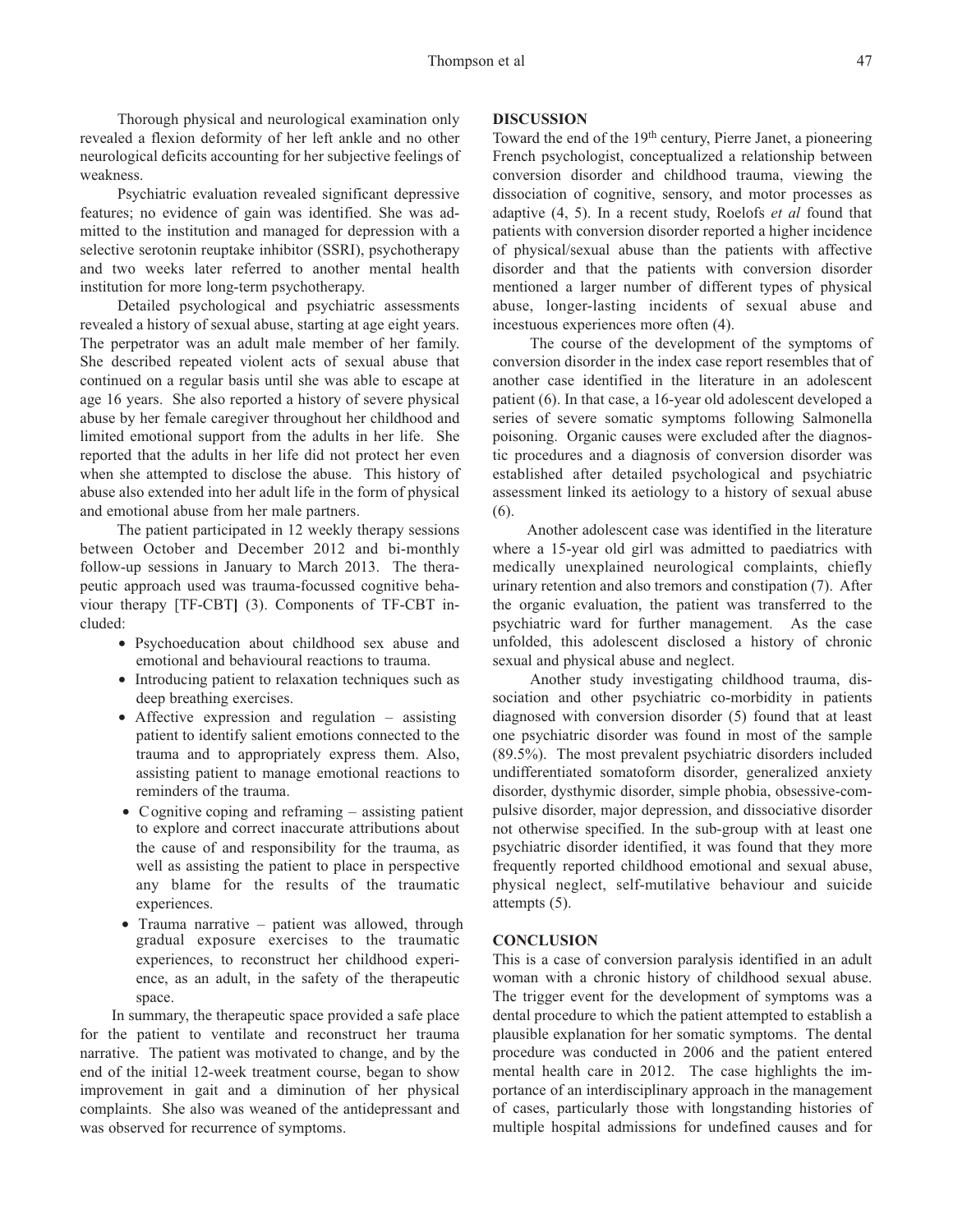Thorough physical and neurological examination only revealed a flexion deformity of her left ankle and no other neurological deficits accounting for her subjective feelings of weakness.

Psychiatric evaluation revealed significant depressive features; no evidence of gain was identified. She was admitted to the institution and managed for depression with a selective serotonin reuptake inhibitor (SSRI), psychotherapy and two weeks later referred to another mental health institution for more long-term psychotherapy.

Detailed psychological and psychiatric assessments revealed a history of sexual abuse, starting at age eight years. The perpetrator was an adult male member of her family. She described repeated violent acts of sexual abuse that continued on a regular basis until she was able to escape at age 16 years. She also reported a history of severe physical abuse by her female caregiver throughout her childhood and limited emotional support from the adults in her life. She reported that the adults in her life did not protect her even when she attempted to disclose the abuse. This history of abuse also extended into her adult life in the form of physical and emotional abuse from her male partners.

The patient participated in 12 weekly therapy sessions between October and December 2012 and bi-monthly follow-up sessions in January to March 2013. The therapeutic approach used was trauma-focussed cognitive behaviour therapy [TF-CBT] (3). Components of TF-CBT included:

- Psychoeducation about childhood sex abuse and emotional and behavioural reactions to trauma.
- Introducing patient to relaxation techniques such as deep breathing exercises.
- Affective expression and regulation – assisting patient to identify salient emotions connected to the trauma and to appropriately express them. Also, assisting patient to manage emotional reactions to reminders of the trauma.
- Cognitive coping and reframing – assisting patient to explore and correct inaccurate attributions about the cause of and responsibility for the trauma, as well as assisting the patient to place in perspective any blame for the results of the traumatic experiences.
- Trauma narrative – patient was allowed, through gradual exposure exercises to the traumatic experiences, to reconstruct her childhood experience, as an adult, in the safety of the therapeutic space.

In summary, the therapeutic space provided a safe place for the patient to ventilate and reconstruct her trauma narrative. The patient was motivated to change, and by the end of the initial 12-week treatment course, began to show improvement in gait and a diminution of her physical complaints. She also was weaned of the antidepressant and was observed for recurrence of symptoms.

## DISCUSSION

Toward the end of the 19th century, Pierre Janet, a pioneering French psychologist, conceptualized a relationship between conversion disorder and childhood trauma, viewing the dissociation of cognitive, sensory, and motor processes as adaptive (4, 5). In a recent study, Roelofs *et al* found that patients with conversion disorder reported a higher incidence of physical/sexual abuse than the patients with affective disorder and that the patients with conversion disorder mentioned a larger number of different types of physical abuse, longer-lasting incidents of sexual abuse and incestuous experiences more often (4).

The course of the development of the symptoms of conversion disorder in the index case report resembles that of another case identified in the literature in an adolescent patient (6). In that case, a 16-year old adolescent developed a series of severe somatic symptoms following Salmonella poisoning. Organic causes were excluded after the diagnostic procedures and a diagnosis of conversion disorder was established after detailed psychological and psychiatric assessment linked its aetiology to a history of sexual abuse (6).

Another adolescent case was identified in the literature where a 15-year old girl was admitted to paediatrics with medically unexplained neurological complaints, chiefly urinary retention and also tremors and constipation (7). After the organic evaluation, the patient was transferred to the psychiatric ward for further management. As the case unfolded, this adolescent disclosed a history of chronic sexual and physical abuse and neglect.

Another study investigating childhood trauma, dissociation and other psychiatric co-morbidity in patients diagnosed with conversion disorder (5) found that at least one psychiatric disorder was found in most of the sample (89.5%). The most prevalent psychiatric disorders included undifferentiated somatoform disorder, generalized anxiety disorder, dysthymic disorder, simple phobia, obsessive-compulsive disorder, major depression, and dissociative disorder not otherwise specified. In the sub-group with at least one psychiatric disorder identified, it was found that they more frequently reported childhood emotional and sexual abuse, physical neglect, self-mutilative behaviour and suicide attempts (5).

## CONCLUSION

This is a case of conversion paralysis identified in an adult woman with a chronic history of childhood sexual abuse. The trigger event for the development of symptoms was a dental procedure to which the patient attempted to establish a plausible explanation for her somatic symptoms. The dental procedure was conducted in 2006 and the patient entered mental health care in 2012. The case highlights the importance of an interdisciplinary approach in the management of cases, particularly those with longstanding histories of multiple hospital admissions for undefined causes and for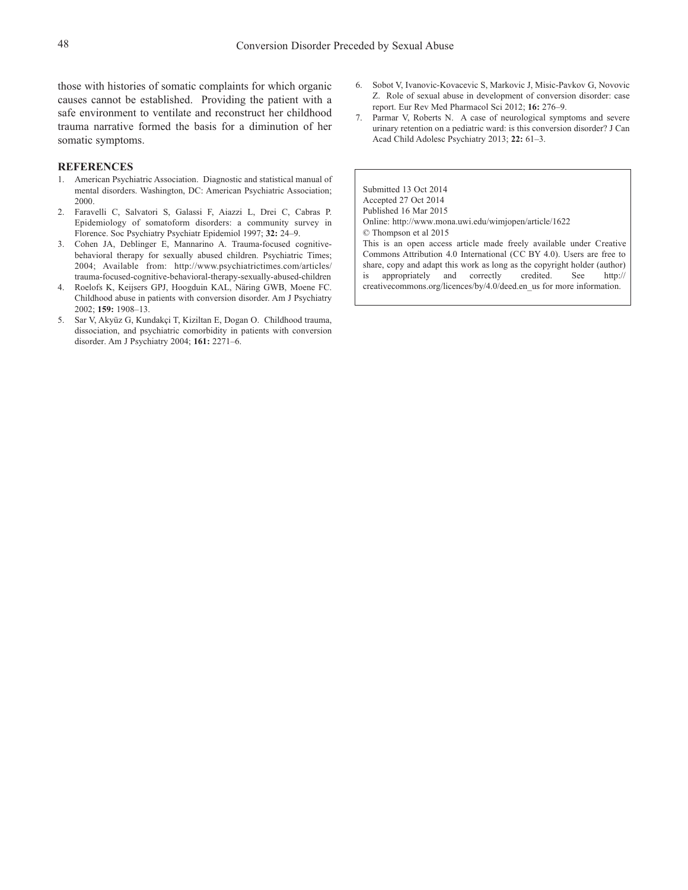those with histories of somatic complaints for which organic causes cannot be established. Providing the patient with a safe environment to ventilate and reconstruct her childhood trauma narrative formed the basis for a diminution of her somatic symptoms.

## REFERENCES

1. American Psychiatric Association. Diagnostic and statistical manual of mental disorders. Washington, DC: American Psychiatric Association; 2000.
2. Faravelli C, Salvatori S, Galassi F, Aiazzi L, Drei C, Cabras P. Epidemiology of somatoform disorders: a community survey in Florence. Soc Psychiatry Psychiatr Epidemiol 1997; **32:** 24–9.
3. Cohen JA, Deblinger E, Mannarino A. Trauma-focused cognitive-behavioral therapy for sexually abused children. Psychiatric Times; 2004; Available from: http://www.psychiatrictimes.com/articles/trauma-focused-cognitive-behavioral-therapy-sexually-abused-children
4. Roelofs K, Keijsers GPJ, Hoogduin KAL, Näring GWB, Moene FC. Childhood abuse in patients with conversion disorder. Am J Psychiatry 2002; **159:** 1908–13.
5. Sar V, Akyüz G, Kundakçi T, Kiziltan E, Dogan O. Childhood trauma, dissociation, and psychiatric comorbidity in patients with conversion disorder. Am J Psychiatry 2004; **161:** 2271–6.
6. Sobot V, Ivanovic-Kovacevic S, Markovic J, Misic-Pavkov G, Novovic Z. Role of sexual abuse in development of conversion disorder: case report. Eur Rev Med Pharmacol Sci 2012; **16:** 276–9.
7. Parmar V, Roberts N. A case of neurological symptoms and severe urinary retention on a pediatric ward: is this conversion disorder? J Can Acad Child Adolesc Psychiatry 2013; **22:** 61–3.

Submitted 13 Oct 2014
Accepted 27 Oct 2014
Published 16 Mar 2015
Online: http://www.mona.uwi.edu/wimjopen/article/1622
© Thompson et al 2015
This is an open access article made freely available under Creative Commons Attribution 4.0 International (CC BY 4.0). Users are free to share, copy and adapt this work as long as the copyright holder (author) is appropriately and correctly credited. See http://creativecommons.org/licences/by/4.0/deed.en_us for more information.